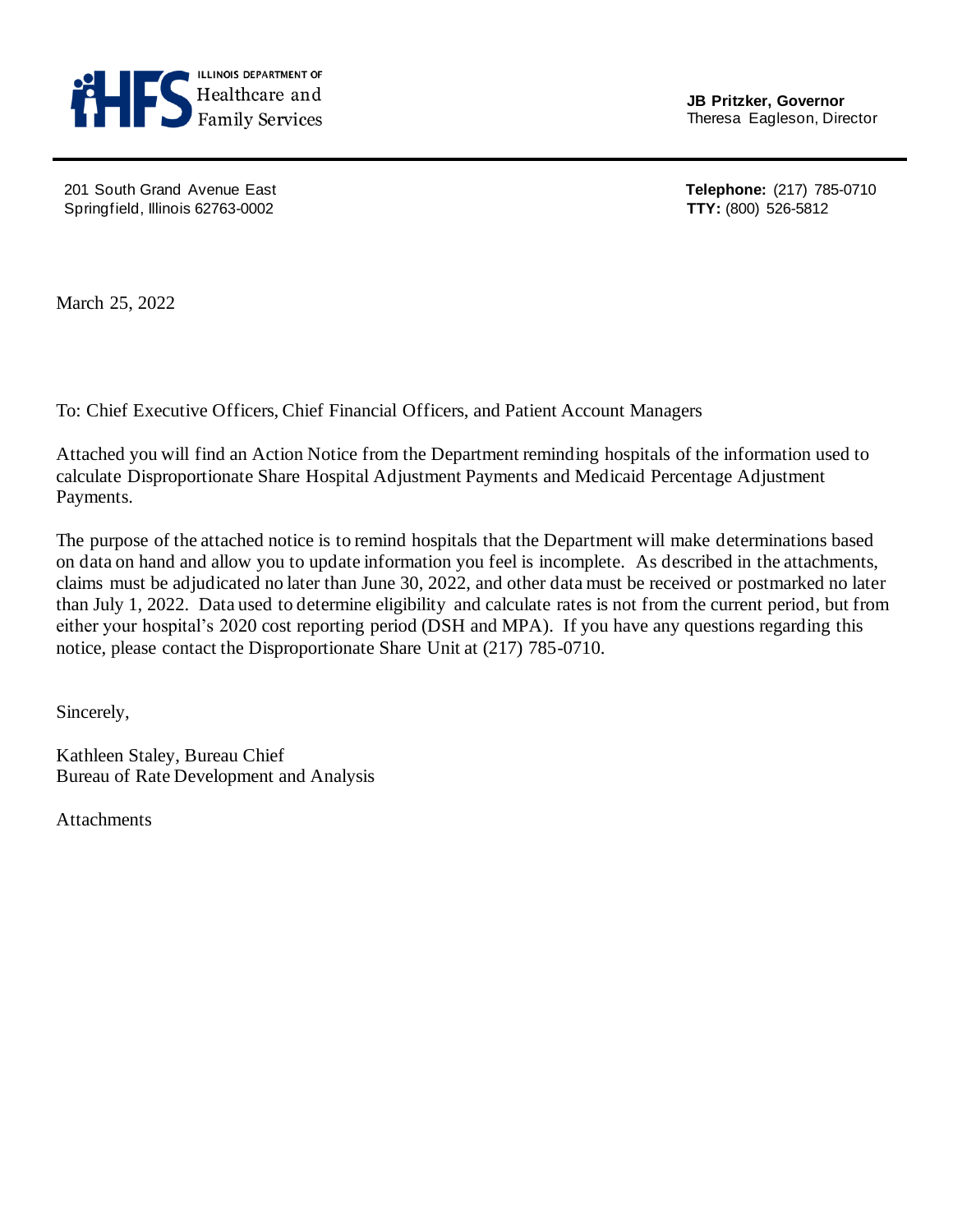ILLINOIS DEPARTMENT OF
Healthcare and
Family Services

**JB Pritzker, Governor**
Theresa Eagleson, Director

201 South Grand Avenue East
Springfield, Illinois 62763-0002

**Telephone:** (217) 785-0710
**TTY:** (800) 526-5812

March 25, 2022

To: Chief Executive Officers, Chief Financial Officers, and Patient Account Managers

Attached you will find an Action Notice from the Department reminding hospitals of the information used to calculate Disproportionate Share Hospital Adjustment Payments and Medicaid Percentage Adjustment Payments.

The purpose of the attached notice is to remind hospitals that the Department will make determinations based on data on hand and allow you to update information you feel is incomplete. As described in the attachments, claims must be adjudicated no later than June 30, 2022, and other data must be received or postmarked no later than July 1, 2022. Data used to determine eligibility and calculate rates is not from the current period, but from either your hospital's 2020 cost reporting period (DSH and MPA). If you have any questions regarding this notice, please contact the Disproportionate Share Unit at (217) 785-0710.

Sincerely,

Kathleen Staley, Bureau Chief
Bureau of Rate Development and Analysis

Attachments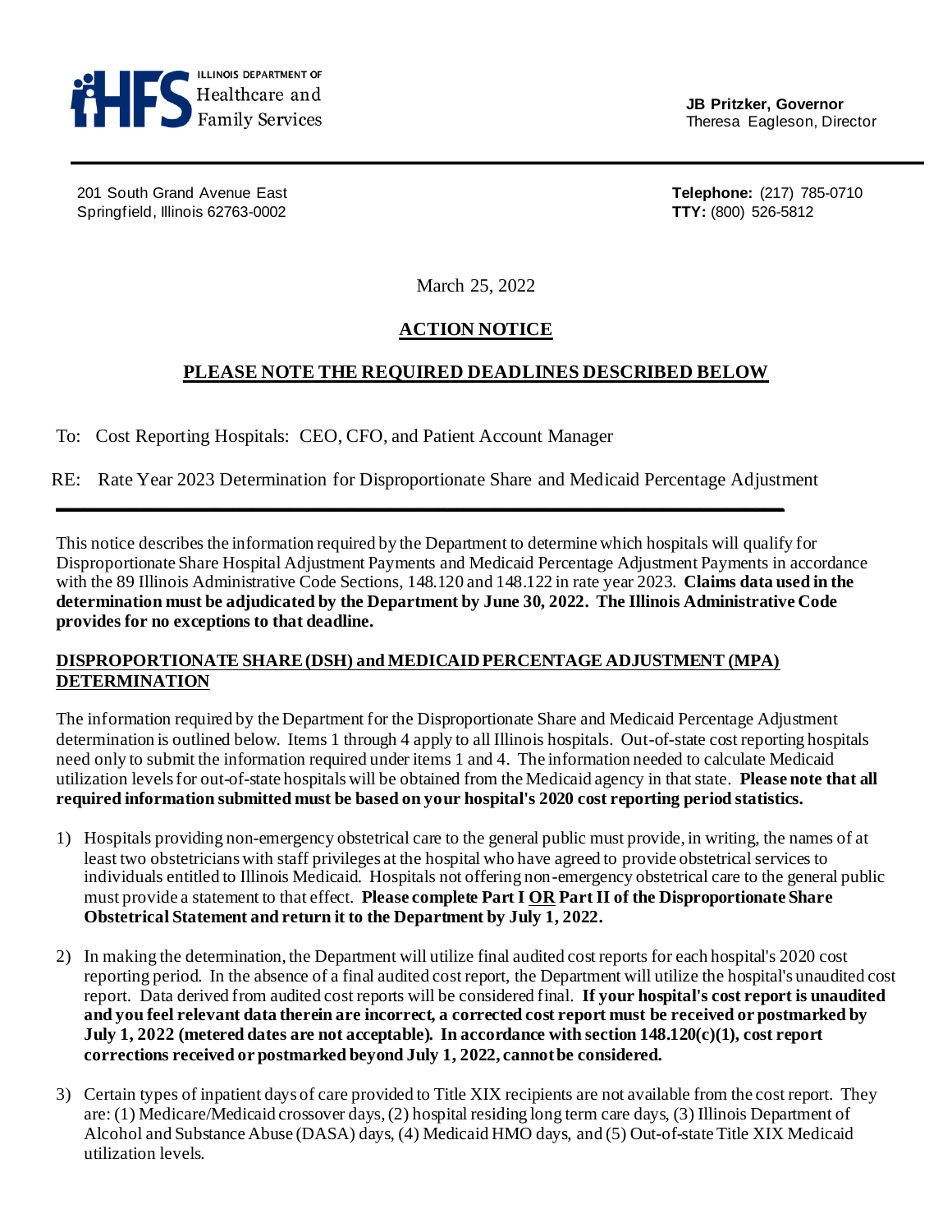ILLINOIS DEPARTMENT OF Healthcare and Family Services

**JB Pritzker, Governor**
Theresa Eagleson, Director

201 South Grand Avenue East
Springfield, Illinois 62763-0002

**Telephone:** (217) 785-0710
**TTY:** (800) 526-5812

March 25, 2022

# ACTION NOTICE

## PLEASE NOTE THE REQUIRED DEADLINES DESCRIBED BELOW

To: Cost Reporting Hospitals: CEO, CFO, and Patient Account Manager

RE: Rate Year 2023 Determination for Disproportionate Share and Medicaid Percentage Adjustment

---

This notice describes the information required by the Department to determine which hospitals will qualify for Disproportionate Share Hospital Adjustment Payments and Medicaid Percentage Adjustment Payments in accordance with the 89 Illinois Administrative Code Sections, 148.120 and 148.122 in rate year 2023. **Claims data used in the determination must be adjudicated by the Department by June 30, 2022. The Illinois Administrative Code provides for no exceptions to that deadline.**

### DISPROPORTIONATE SHARE (DSH) and MEDICAID PERCENTAGE ADJUSTMENT (MPA) DETERMINATION

The information required by the Department for the Disproportionate Share and Medicaid Percentage Adjustment determination is outlined below. Items 1 through 4 apply to all Illinois hospitals. Out-of-state cost reporting hospitals need only to submit the information required under items 1 and 4. The information needed to calculate Medicaid utilization levels for out-of-state hospitals will be obtained from the Medicaid agency in that state. **Please note that all required information submitted must be based on your hospital's 2020 cost reporting period statistics.**

1) Hospitals providing non-emergency obstetrical care to the general public must provide, in writing, the names of at least two obstetricians with staff privileges at the hospital who have agreed to provide obstetrical services to individuals entitled to Illinois Medicaid. Hospitals not offering non-emergency obstetrical care to the general public must provide a statement to that effect. **Please complete Part I OR Part II of the Disproportionate Share Obstetrical Statement and return it to the Department by July 1, 2022.**

2) In making the determination, the Department will utilize final audited cost reports for each hospital's 2020 cost reporting period. In the absence of a final audited cost report, the Department will utilize the hospital's unaudited cost report. Data derived from audited cost reports will be considered final. **If your hospital's cost report is unaudited and you feel relevant data therein are incorrect, a corrected cost report must be received or postmarked by July 1, 2022 (metered dates are not acceptable). In accordance with section 148.120(c)(1), cost report corrections received or postmarked beyond July 1, 2022, cannot be considered.**

3) Certain types of inpatient days of care provided to Title XIX recipients are not available from the cost report. They are: (1) Medicare/Medicaid crossover days, (2) hospital residing long term care days, (3) Illinois Department of Alcohol and Substance Abuse (DASA) days, (4) Medicaid HMO days, and (5) Out-of-state Title XIX Medicaid utilization levels.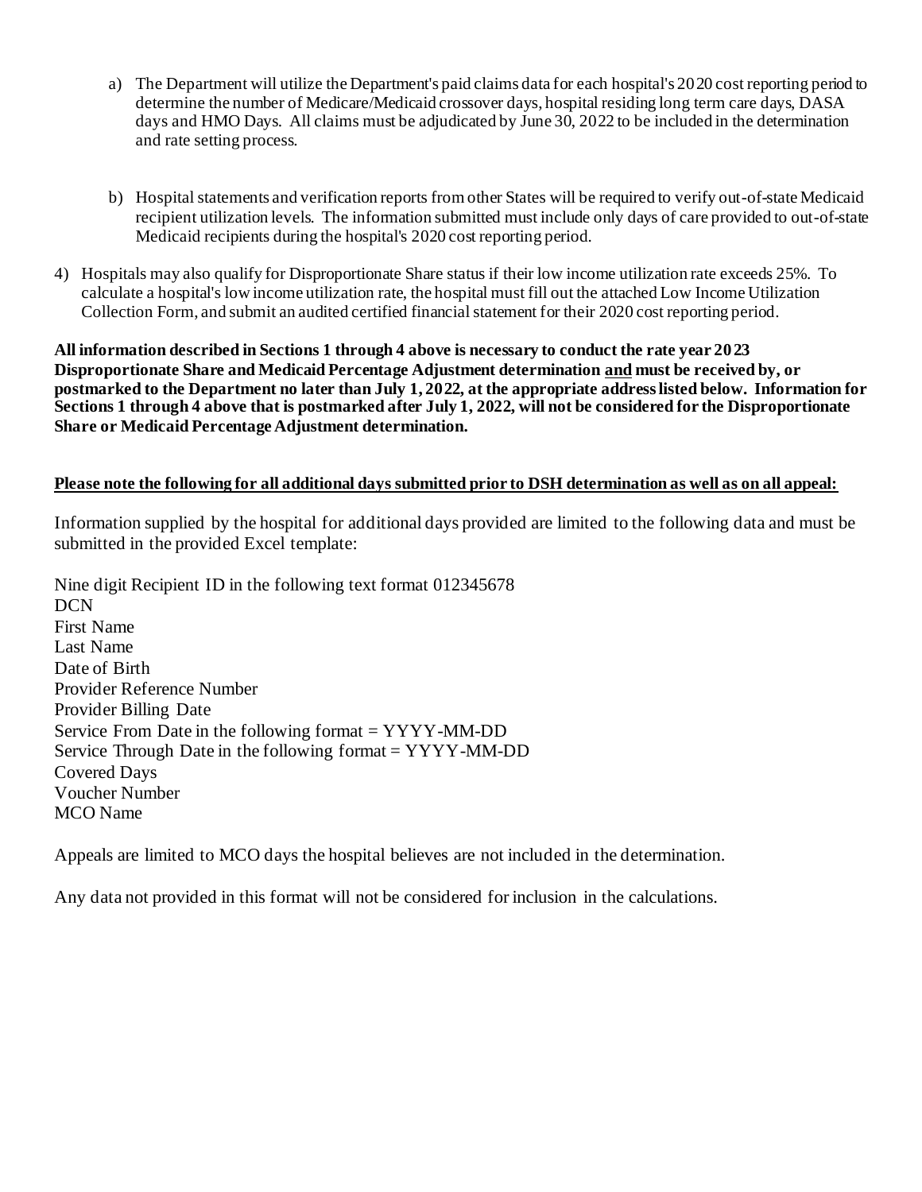a) The Department will utilize the Department's paid claims data for each hospital's 2020 cost reporting period to determine the number of Medicare/Medicaid crossover days, hospital residing long term care days, DASA days and HMO Days. All claims must be adjudicated by June 30, 2022 to be included in the determination and rate setting process.

b) Hospital statements and verification reports from other States will be required to verify out-of-state Medicaid recipient utilization levels. The information submitted must include only days of care provided to out-of-state Medicaid recipients during the hospital's 2020 cost reporting period.

4) Hospitals may also qualify for Disproportionate Share status if their low income utilization rate exceeds 25%. To calculate a hospital's low income utilization rate, the hospital must fill out the attached Low Income Utilization Collection Form, and submit an audited certified financial statement for their 2020 cost reporting period.

**All information described in Sections 1 through 4 above is necessary to conduct the rate year 2023 Disproportionate Share and Medicaid Percentage Adjustment determination <u>and</u> must be received by, or postmarked to the Department no later than July 1, 2022, at the appropriate address listed below. Information for Sections 1 through 4 above that is postmarked after July 1, 2022, will not be considered for the Disproportionate Share or Medicaid Percentage Adjustment determination.**

**<u>Please note the following for all additional days submitted prior to DSH determination as well as on all appeal:</u>**

Information supplied by the hospital for additional days provided are limited to the following data and must be submitted in the provided Excel template:

Nine digit Recipient ID in the following text format 012345678
DCN
First Name
Last Name
Date of Birth
Provider Reference Number
Provider Billing Date
Service From Date in the following format = YYYY-MM-DD
Service Through Date in the following format = YYYY-MM-DD
Covered Days
Voucher Number
MCO Name

Appeals are limited to MCO days the hospital believes are not included in the determination.

Any data not provided in this format will not be considered for inclusion in the calculations.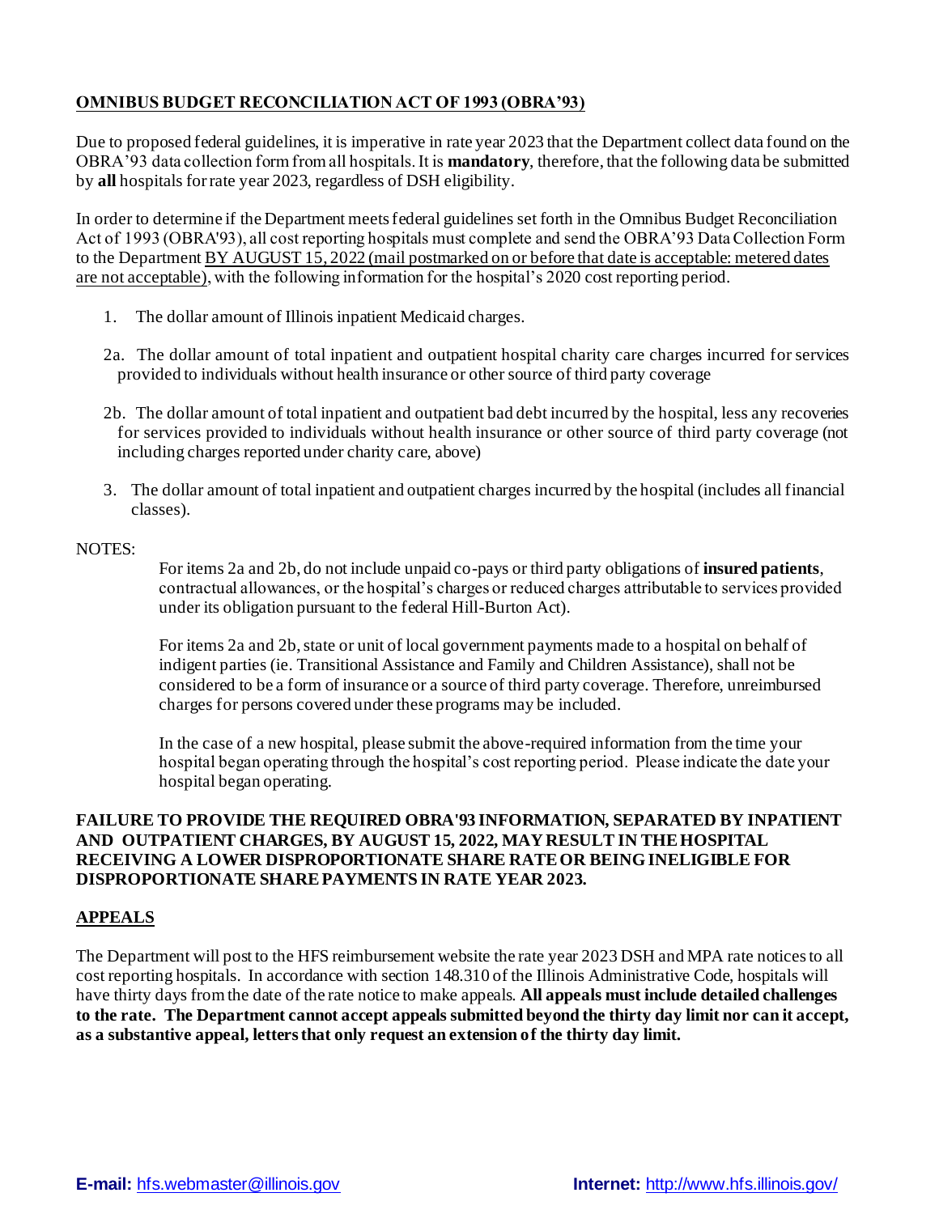## <u>OMNIBUS BUDGET RECONCILIATION ACT OF 1993 (OBRA'93)</u>

Due to proposed federal guidelines, it is imperative in rate year 2023 that the Department collect data found on the OBRA'93 data collection form from all hospitals. It is **mandatory**, therefore, that the following data be submitted by **all** hospitals for rate year 2023, regardless of DSH eligibility.

In order to determine if the Department meets federal guidelines set forth in the Omnibus Budget Reconciliation Act of 1993 (OBRA'93), all cost reporting hospitals must complete and send the OBRA'93 Data Collection Form to the Department <u>BY AUGUST 15, 2022 (mail postmarked on or before that date is acceptable: metered dates are not acceptable)</u>, with the following information for the hospital's 2020 cost reporting period.

1. The dollar amount of Illinois inpatient Medicaid charges.

2a. The dollar amount of total inpatient and outpatient hospital charity care charges incurred for services provided to individuals without health insurance or other source of third party coverage

2b. The dollar amount of total inpatient and outpatient bad debt incurred by the hospital, less any recoveries for services provided to individuals without health insurance or other source of third party coverage (not including charges reported under charity care, above)

3. The dollar amount of total inpatient and outpatient charges incurred by the hospital (includes all financial classes).

NOTES:

For items 2a and 2b, do not include unpaid co-pays or third party obligations of **insured patients**, contractual allowances, or the hospital's charges or reduced charges attributable to services provided under its obligation pursuant to the federal Hill-Burton Act).

For items 2a and 2b, state or unit of local government payments made to a hospital on behalf of indigent parties (ie. Transitional Assistance and Family and Children Assistance), shall not be considered to be a form of insurance or a source of third party coverage. Therefore, unreimbursed charges for persons covered under these programs may be included.

In the case of a new hospital, please submit the above-required information from the time your hospital began operating through the hospital's cost reporting period. Please indicate the date your hospital began operating.

**FAILURE TO PROVIDE THE REQUIRED OBRA'93 INFORMATION, SEPARATED BY INPATIENT AND OUTPATIENT CHARGES, BY AUGUST 15, 2022, MAY RESULT IN THE HOSPITAL RECEIVING A LOWER DISPROPORTIONATE SHARE RATE OR BEING INELIGIBLE FOR DISPROPORTIONATE SHARE PAYMENTS IN RATE YEAR 2023.**

## <u>APPEALS</u>

The Department will post to the HFS reimbursement website the rate year 2023 DSH and MPA rate notices to all cost reporting hospitals. In accordance with section 148.310 of the Illinois Administrative Code, hospitals will have thirty days from the date of the rate notice to make appeals. **All appeals must include detailed challenges to the rate. The Department cannot accept appeals submitted beyond the thirty day limit nor can it accept, as a substantive appeal, letters that only request an extension of the thirty day limit.**

**E-mail:** hfs.webmaster@illinois.gov **Internet:** http://www.hfs.illinois.gov/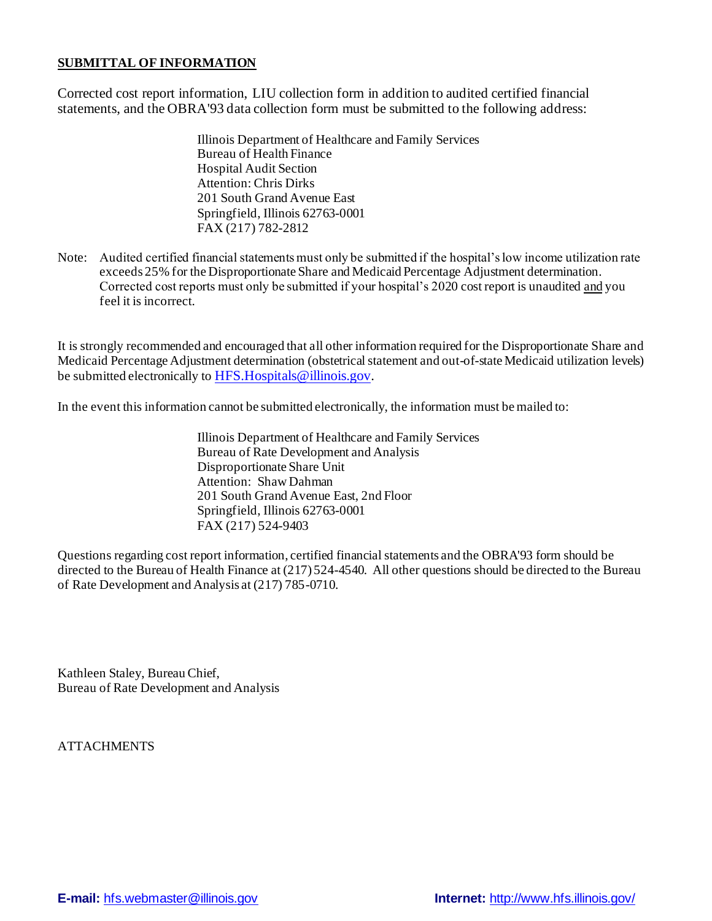**SUBMITTAL OF INFORMATION**

Corrected cost report information, LIU collection form in addition to audited certified financial statements, and the OBRA'93 data collection form must be submitted to the following address:

> Illinois Department of Healthcare and Family Services
> Bureau of Health Finance
> Hospital Audit Section
> Attention: Chris Dirks
> 201 South Grand Avenue East
> Springfield, Illinois 62763-0001
> FAX (217) 782-2812

Note: Audited certified financial statements must only be submitted if the hospital's low income utilization rate exceeds 25% for the Disproportionate Share and Medicaid Percentage Adjustment determination. Corrected cost reports must only be submitted if your hospital's 2020 cost report is unaudited and you feel it is incorrect.

It is strongly recommended and encouraged that all other information required for the Disproportionate Share and Medicaid Percentage Adjustment determination (obstetrical statement and out-of-state Medicaid utilization levels) be submitted electronically to HFS.Hospitals@illinois.gov.

In the event this information cannot be submitted electronically, the information must be mailed to:

> Illinois Department of Healthcare and Family Services
> Bureau of Rate Development and Analysis
> Disproportionate Share Unit
> Attention: Shaw Dahman
> 201 South Grand Avenue East, 2nd Floor
> Springfield, Illinois 62763-0001
> FAX (217) 524-9403

Questions regarding cost report information, certified financial statements and the OBRA'93 form should be directed to the Bureau of Health Finance at (217) 524-4540. All other questions should be directed to the Bureau of Rate Development and Analysis at (217) 785-0710.

Kathleen Staley, Bureau Chief,
Bureau of Rate Development and Analysis

ATTACHMENTS

**E-mail:** hfs.webmaster@illinois.gov **Internet:** http://www.hfs.illinois.gov/